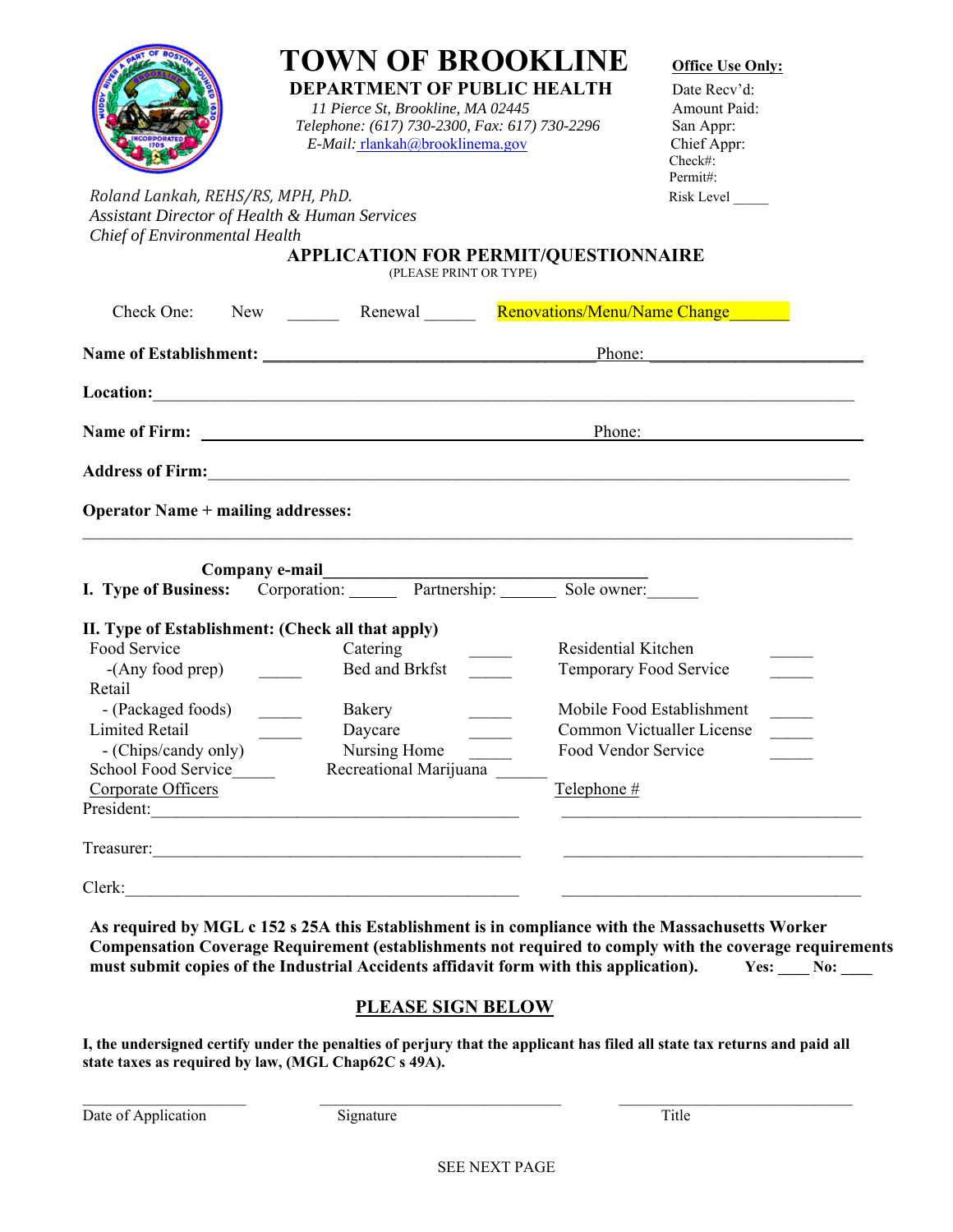# TOWN OF BROOKLINE

## DEPARTMENT OF PUBLIC HEALTH

*11 Pierce St, Brookline, MA 02445*
*Telephone: (617) 730-2300, Fax: 617) 730-2296*
*E-Mail: rlankah@brooklinema.gov*

**Office Use Only:**
Date Recv'd:
Amount Paid:
San Appr:
Chief Appr:
Check#:
Permit#:
Risk Level _____

*Roland Lankah, REHS/RS, MPH, PhD.*
*Assistant Director of Health & Human Services*
*Chief of Environmental Health*

## APPLICATION FOR PERMIT/QUESTIONNAIRE

(PLEASE PRINT OR TYPE)

Check One: New ______ Renewal ______ Renovations/Menu/Name Change______

**Name of Establishment:** ____________________________________ Phone: ________________________

**Location:** ________________________________________________________________________________

**Name of Firm:** ____________________________________________ Phone: ________________________

**Address of Firm:** __________________________________________________________________________

**Operator Name + mailing addresses:**

____________________________________________________________________________________________

**Company e-mail** ____________________________________

**I. Type of Business:** Corporation: _____ Partnership: ______ Sole owner:______

**II. Type of Establishment: (Check all that apply)**

| | | | | | |
|---|---|---|---|---|---|
| Food Service -(Any food prep) | _____ | Catering | _____ | Residential Kitchen | _____ |
| | | Bed and Brkfst | _____ | Temporary Food Service | _____ |
| Retail - (Packaged foods) | _____ | Bakery | _____ | Mobile Food Establishment | _____ |
| Limited Retail - (Chips/candy only) | _____ | Daycare | _____ | Common Victualler License | _____ |
| | | Nursing Home | _____ | Food Vendor Service | _____ |
| School Food Service | _____ | Recreational Marijuana | ______ | | |

| Corporate Officers | Telephone # |
|---|---|
| President: ____________________________________ | ____________________________________ |
| Treasurer: ____________________________________ | ____________________________________ |
| Clerk: ____________________________________ | ____________________________________ |

**As required by MGL c 152 s 25A this Establishment is in compliance with the Massachusetts Worker Compensation Coverage Requirement (establishments not required to comply with the coverage requirements must submit copies of the Industrial Accidents affidavit form with this application).** **Yes: ____ No: ____**

## PLEASE SIGN BELOW

**I, the undersigned certify under the penalties of perjury that the applicant has filed all state tax returns and paid all state taxes as required by law, (MGL Chap62C s 49A).**

| | | |
|---|---|---|
| ____________________ | ______________________________ | ______________________________ |
| Date of Application | Signature | Title |

SEE NEXT PAGE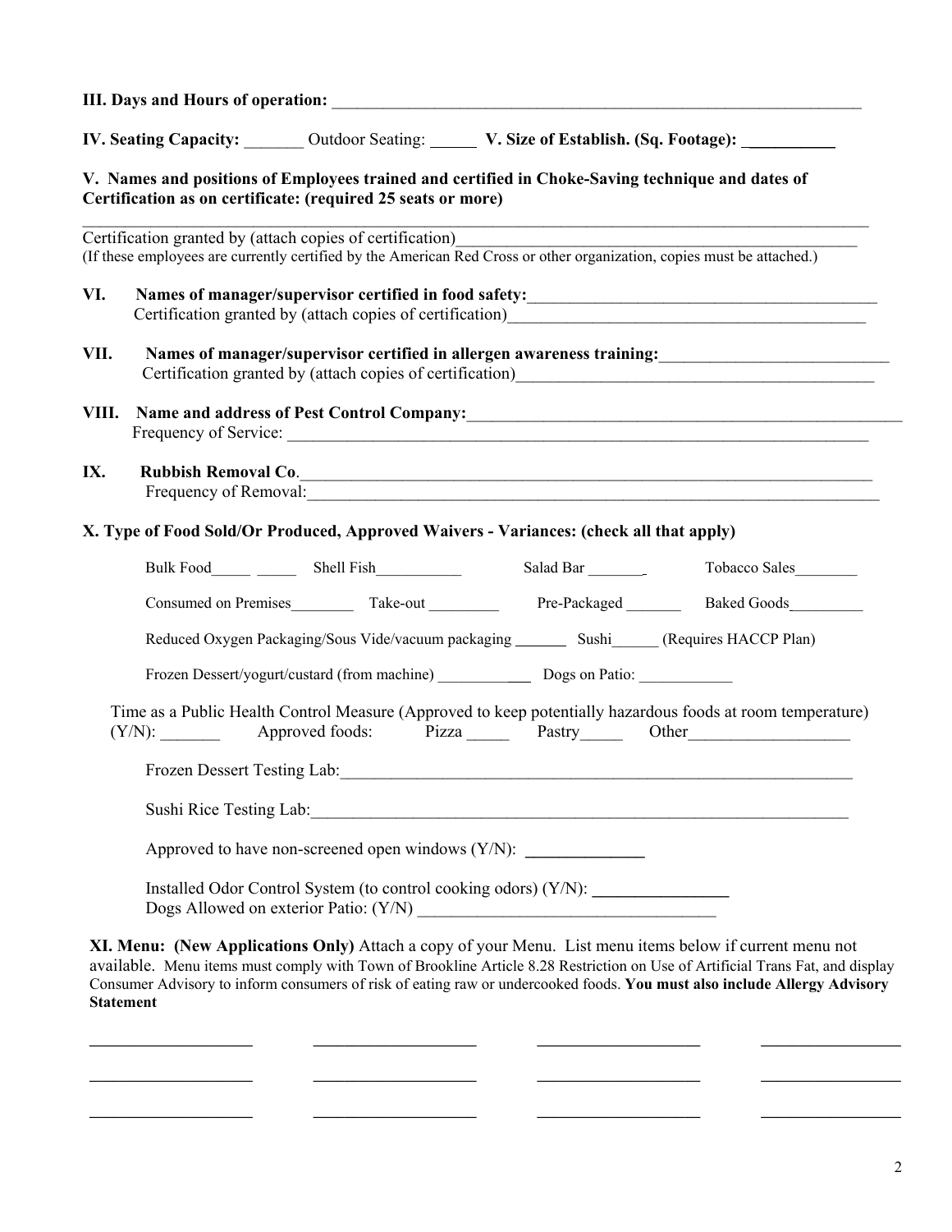**III. Days and Hours of operation:** ________________________________________________________________

**IV. Seating Capacity:** _______ Outdoor Seating: _____ **V. Size of Establish. (Sq. Footage):** __________

**V. Names and positions of Employees trained and certified in Choke-Saving technique and dates of Certification as on certificate: (required 25 seats or more)**

____________________________________________________________________________________________

Certification granted by (attach copies of certification)_____________________________________________
(If these employees are currently certified by the American Red Cross or other organization, copies must be attached.)

**VI. Names of manager/supervisor certified in food safety:**__________________________________________
Certification granted by (attach copies of certification)__________________________________________

**VII. Names of manager/supervisor certified in allergen awareness training:**___________________________
Certification granted by (attach copies of certification)__________________________________________

**VIII. Name and address of Pest Control Company:**____________________________________________________
Frequency of Service: _______________________________________________________________________

**IX. Rubbish Removal Co**._________________________________________________________________________
Frequency of Removal:______________________________________________________________________

**X. Type of Food Sold/Or Produced, Approved Waivers - Variances: (check all that apply)**

Bulk Food_____ _____ Shell Fish___________ Salad Bar _______ Tobacco Sales________

Consumed on Premises________ Take-out _________ Pre-Packaged _______ Baked Goods_________

Reduced Oxygen Packaging/Sous Vide/vacuum packaging _______ Sushi______ (Requires HACCP Plan)

Frozen Dessert/yogurt/custard (from machine) ____________ Dogs on Patio: ____________

Time as a Public Health Control Measure (Approved to keep potentially hazardous foods at room temperature) (Y/N): _______ Approved foods: Pizza _____ Pastry_____ Other___________________

Frozen Dessert Testing Lab:_____________________________________________________________

Sushi Rice Testing Lab:________________________________________________________________

Approved to have non-screened open windows (Y/N): ______________

Installed Odor Control System (to control cooking odors) (Y/N): ________________
Dogs Allowed on exterior Patio: (Y/N) __________________________________

**XI. Menu: (New Applications Only)** Attach a copy of your Menu. List menu items below if current menu not available. Menu items must comply with Town of Brookline Article 8.28 Restriction on Use of Artificial Trans Fat, and display Consumer Advisory to inform consumers of risk of eating raw or undercooked foods. **You must also include Allergy Advisory Statement**

___________________ ___________________ ___________________ ________________

___________________ ___________________ ___________________ ________________

___________________ ___________________ ___________________ ________________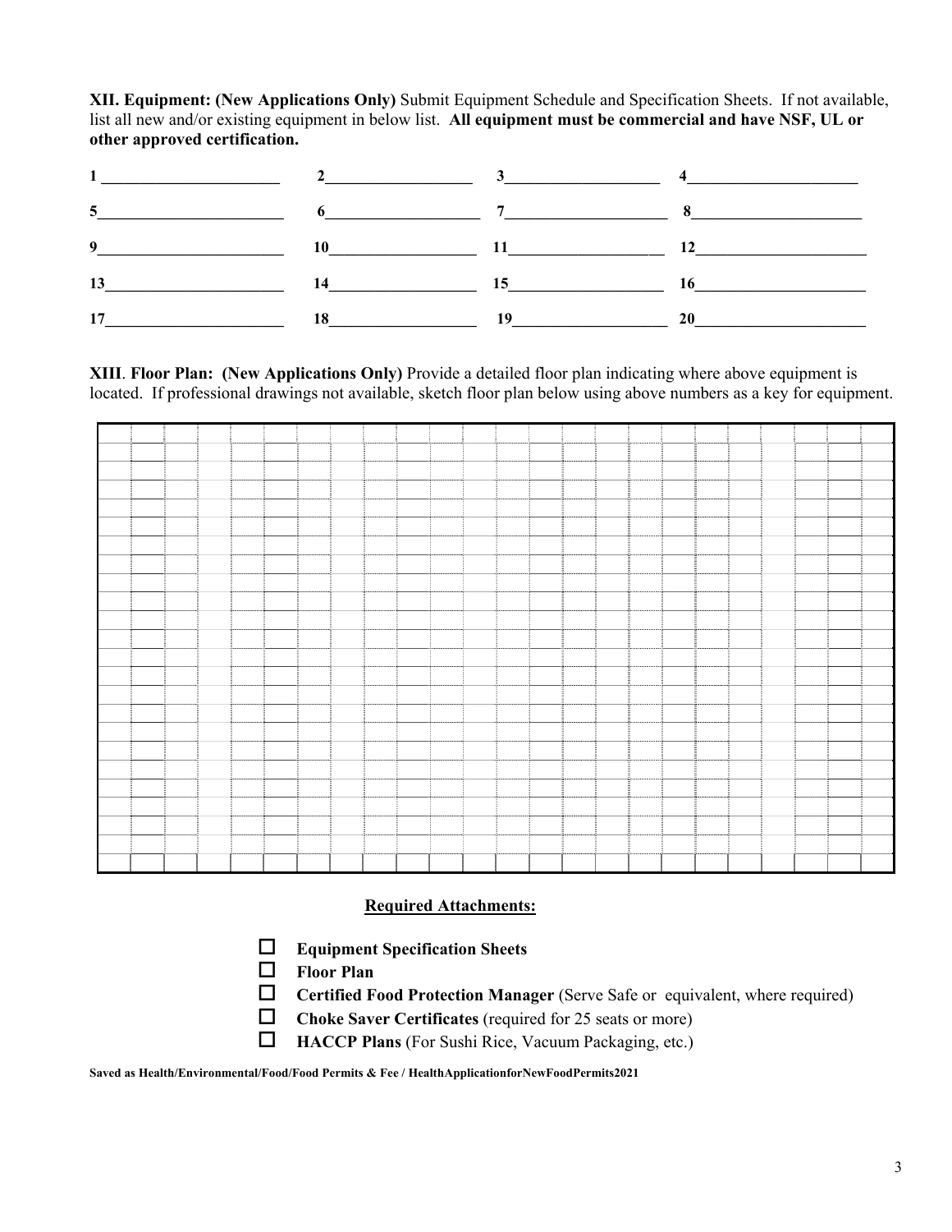**XII. Equipment: (New Applications Only)** Submit Equipment Schedule and Specification Sheets. If not available, list all new and/or existing equipment in below list. **All equipment must be commercial and have NSF, UL or other approved certification.**

| | | | |
|---|---|---|---|
| 1 ______________________ | 2___________________ | 3____________________ | 4______________________ |
| 5______________________ | 6___________________ | 7____________________ | 8______________________ |
| 9______________________ | 10__________________ | 11___________________ | 12_____________________ |
| 13_____________________ | 14__________________ | 15___________________ | 16_____________________ |
| 17_____________________ | 18__________________ | 19___________________ | 20_____________________ |

**XIII**. **Floor Plan: (New Applications Only)** Provide a detailed floor plan indicating where above equipment is located. If professional drawings not available, sketch floor plan below using above numbers as a key for equipment.

**Required Attachments:**

- ☐ **Equipment Specification Sheets**
- ☐ **Floor Plan**
- ☐ **Certified Food Protection Manager** (Serve Safe or equivalent, where required)
- ☐ **Choke Saver Certificates** (required for 25 seats or more)
- ☐ **HACCP Plans** (For Sushi Rice, Vacuum Packaging, etc.)

**Saved as Health/Environmental/Food/Food Permits & Fee / HealthApplicationforNewFoodPermits2021**